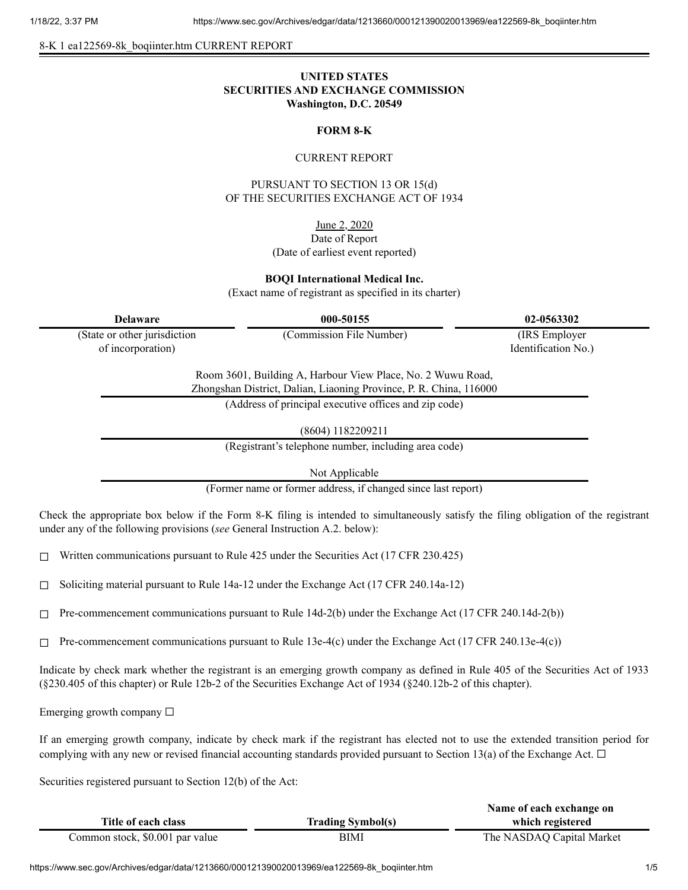8-K 1 ea122569-8k_boqiinter.htm CURRENT REPORT

**UNITED STATES**
**SECURITIES AND EXCHANGE COMMISSION**
**Washington, D.C. 20549**

**FORM 8-K**

CURRENT REPORT

PURSUANT TO SECTION 13 OR 15(d)
OF THE SECURITIES EXCHANGE ACT OF 1934

June 2, 2020
Date of Report
(Date of earliest event reported)

**BOQI International Medical Inc.**
(Exact name of registrant as specified in its charter)

| **Delaware** | **000-50155** | **02-0563302** |
|---|---|---|
| (State or other jurisdiction of incorporation) | (Commission File Number) | (IRS Employer Identification No.) |

Room 3601, Building A, Harbour View Place, No. 2 Wuwu Road,
Zhongshan District, Dalian, Liaoning Province, P. R. China, 116000
(Address of principal executive offices and zip code)

(8604) 1182209211
(Registrant's telephone number, including area code)

Not Applicable
(Former name or former address, if changed since last report)

Check the appropriate box below if the Form 8-K filing is intended to simultaneously satisfy the filing obligation of the registrant under any of the following provisions (*see* General Instruction A.2. below):

☐ Written communications pursuant to Rule 425 under the Securities Act (17 CFR 230.425)

☐ Soliciting material pursuant to Rule 14a-12 under the Exchange Act (17 CFR 240.14a-12)

☐ Pre-commencement communications pursuant to Rule 14d-2(b) under the Exchange Act (17 CFR 240.14d-2(b))

☐ Pre-commencement communications pursuant to Rule 13e-4(c) under the Exchange Act (17 CFR 240.13e-4(c))

Indicate by check mark whether the registrant is an emerging growth company as defined in Rule 405 of the Securities Act of 1933 (§230.405 of this chapter) or Rule 12b-2 of the Securities Exchange Act of 1934 (§240.12b-2 of this chapter).

Emerging growth company ☐

If an emerging growth company, indicate by check mark if the registrant has elected not to use the extended transition period for complying with any new or revised financial accounting standards provided pursuant to Section 13(a) of the Exchange Act. ☐

Securities registered pursuant to Section 12(b) of the Act:

| **Title of each class** | **Trading Symbol(s)** | **Name of each exchange on which registered** |
|---|---|---|
| Common stock, $0.001 par value | BIMI | The NASDAQ Capital Market |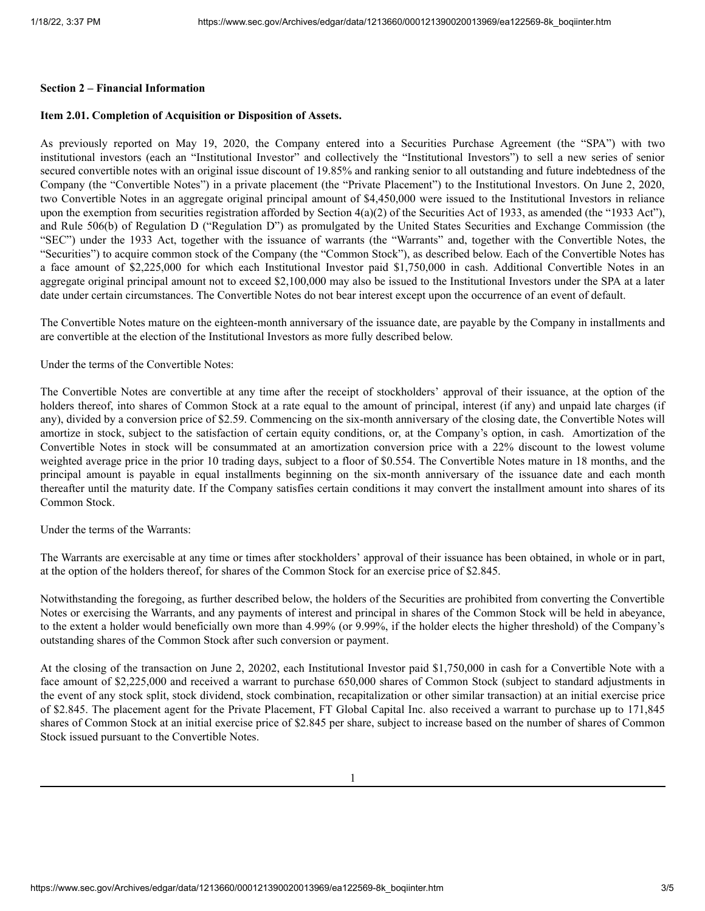**Section 2 – Financial Information**

**Item 2.01. Completion of Acquisition or Disposition of Assets.**

As previously reported on May 19, 2020, the Company entered into a Securities Purchase Agreement (the "SPA") with two institutional investors (each an "Institutional Investor" and collectively the "Institutional Investors") to sell a new series of senior secured convertible notes with an original issue discount of 19.85% and ranking senior to all outstanding and future indebtedness of the Company (the "Convertible Notes") in a private placement (the "Private Placement") to the Institutional Investors. On June 2, 2020, two Convertible Notes in an aggregate original principal amount of $4,450,000 were issued to the Institutional Investors in reliance upon the exemption from securities registration afforded by Section 4(a)(2) of the Securities Act of 1933, as amended (the "1933 Act"), and Rule 506(b) of Regulation D ("Regulation D") as promulgated by the United States Securities and Exchange Commission (the "SEC") under the 1933 Act, together with the issuance of warrants (the "Warrants" and, together with the Convertible Notes, the "Securities") to acquire common stock of the Company (the "Common Stock"), as described below. Each of the Convertible Notes has a face amount of $2,225,000 for which each Institutional Investor paid $1,750,000 in cash. Additional Convertible Notes in an aggregate original principal amount not to exceed $2,100,000 may also be issued to the Institutional Investors under the SPA at a later date under certain circumstances. The Convertible Notes do not bear interest except upon the occurrence of an event of default.

The Convertible Notes mature on the eighteen-month anniversary of the issuance date, are payable by the Company in installments and are convertible at the election of the Institutional Investors as more fully described below.

Under the terms of the Convertible Notes:

The Convertible Notes are convertible at any time after the receipt of stockholders' approval of their issuance, at the option of the holders thereof, into shares of Common Stock at a rate equal to the amount of principal, interest (if any) and unpaid late charges (if any), divided by a conversion price of $2.59. Commencing on the six-month anniversary of the closing date, the Convertible Notes will amortize in stock, subject to the satisfaction of certain equity conditions, or, at the Company's option, in cash. Amortization of the Convertible Notes in stock will be consummated at an amortization conversion price with a 22% discount to the lowest volume weighted average price in the prior 10 trading days, subject to a floor of $0.554. The Convertible Notes mature in 18 months, and the principal amount is payable in equal installments beginning on the six-month anniversary of the issuance date and each month thereafter until the maturity date. If the Company satisfies certain conditions it may convert the installment amount into shares of its Common Stock.

Under the terms of the Warrants:

The Warrants are exercisable at any time or times after stockholders' approval of their issuance has been obtained, in whole or in part, at the option of the holders thereof, for shares of the Common Stock for an exercise price of $2.845.

Notwithstanding the foregoing, as further described below, the holders of the Securities are prohibited from converting the Convertible Notes or exercising the Warrants, and any payments of interest and principal in shares of the Common Stock will be held in abeyance, to the extent a holder would beneficially own more than 4.99% (or 9.99%, if the holder elects the higher threshold) of the Company's outstanding shares of the Common Stock after such conversion or payment.

At the closing of the transaction on June 2, 20202, each Institutional Investor paid $1,750,000 in cash for a Convertible Note with a face amount of $2,225,000 and received a warrant to purchase 650,000 shares of Common Stock (subject to standard adjustments in the event of any stock split, stock dividend, stock combination, recapitalization or other similar transaction) at an initial exercise price of $2.845. The placement agent for the Private Placement, FT Global Capital Inc. also received a warrant to purchase up to 171,845 shares of Common Stock at an initial exercise price of $2.845 per share, subject to increase based on the number of shares of Common Stock issued pursuant to the Convertible Notes.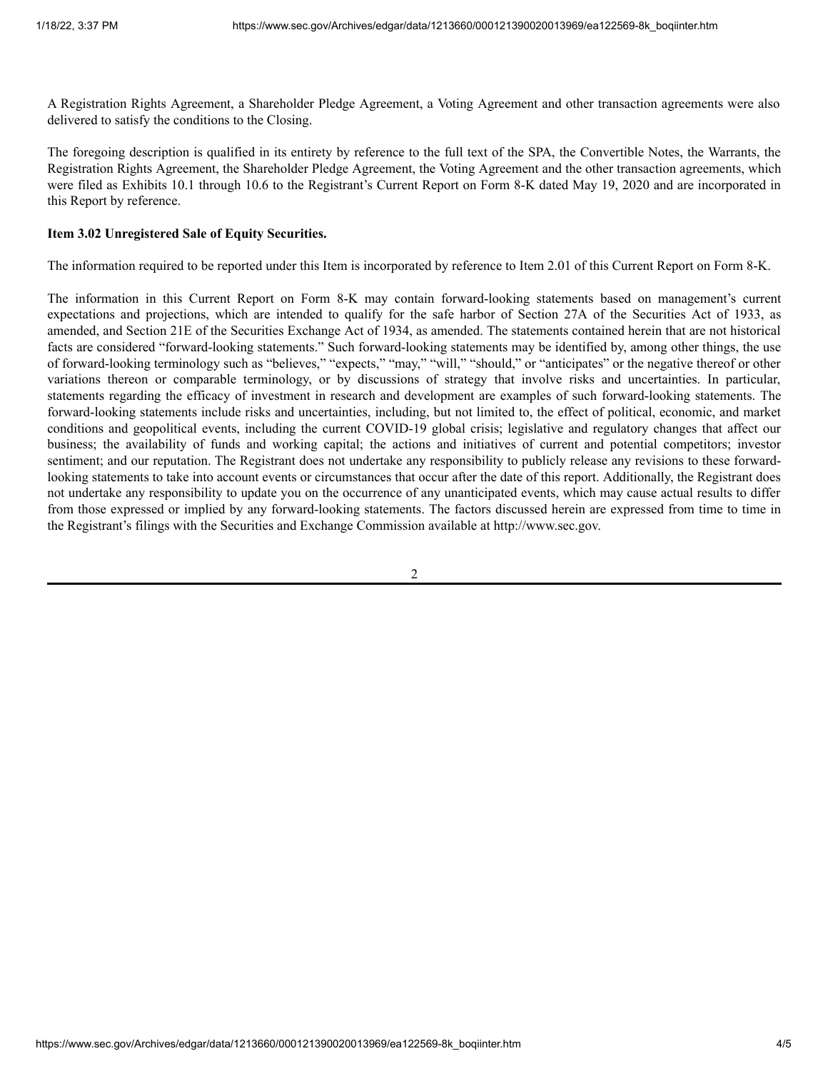A Registration Rights Agreement, a Shareholder Pledge Agreement, a Voting Agreement and other transaction agreements were also delivered to satisfy the conditions to the Closing.

The foregoing description is qualified in its entirety by reference to the full text of the SPA, the Convertible Notes, the Warrants, the Registration Rights Agreement, the Shareholder Pledge Agreement, the Voting Agreement and the other transaction agreements, which were filed as Exhibits 10.1 through 10.6 to the Registrant's Current Report on Form 8-K dated May 19, 2020 and are incorporated in this Report by reference.

**Item 3.02 Unregistered Sale of Equity Securities.**

The information required to be reported under this Item is incorporated by reference to Item 2.01 of this Current Report on Form 8-K.

The information in this Current Report on Form 8-K may contain forward-looking statements based on management's current expectations and projections, which are intended to qualify for the safe harbor of Section 27A of the Securities Act of 1933, as amended, and Section 21E of the Securities Exchange Act of 1934, as amended. The statements contained herein that are not historical facts are considered "forward-looking statements." Such forward-looking statements may be identified by, among other things, the use of forward-looking terminology such as "believes," "expects," "may," "will," "should," or "anticipates" or the negative thereof or other variations thereon or comparable terminology, or by discussions of strategy that involve risks and uncertainties. In particular, statements regarding the efficacy of investment in research and development are examples of such forward-looking statements. The forward-looking statements include risks and uncertainties, including, but not limited to, the effect of political, economic, and market conditions and geopolitical events, including the current COVID-19 global crisis; legislative and regulatory changes that affect our business; the availability of funds and working capital; the actions and initiatives of current and potential competitors; investor sentiment; and our reputation. The Registrant does not undertake any responsibility to publicly release any revisions to these forward-looking statements to take into account events or circumstances that occur after the date of this report. Additionally, the Registrant does not undertake any responsibility to update you on the occurrence of any unanticipated events, which may cause actual results to differ from those expressed or implied by any forward-looking statements. The factors discussed herein are expressed from time to time in the Registrant's filings with the Securities and Exchange Commission available at http://www.sec.gov.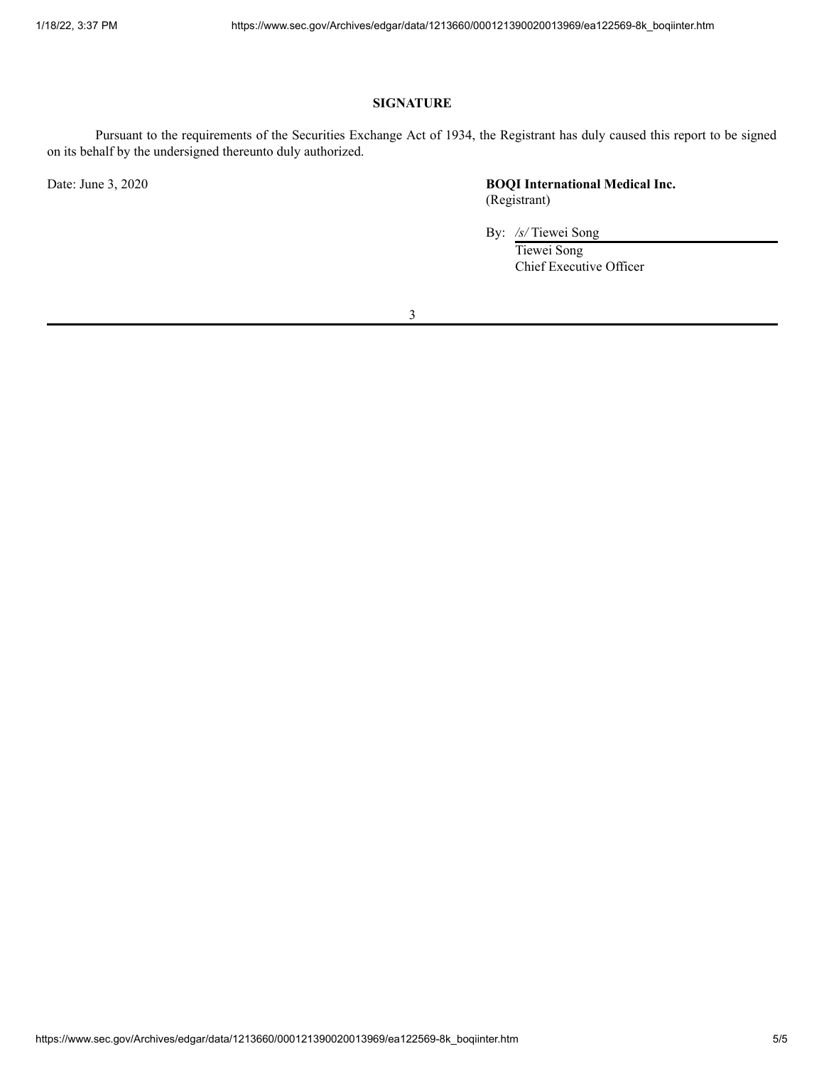**SIGNATURE**

Pursuant to the requirements of the Securities Exchange Act of 1934, the Registrant has duly caused this report to be signed on its behalf by the undersigned thereunto duly authorized.

Date: June 3, 2020

**BOQI International Medical Inc.**
(Registrant)

By: */s/* Tiewei Song
Tiewei Song
Chief Executive Officer